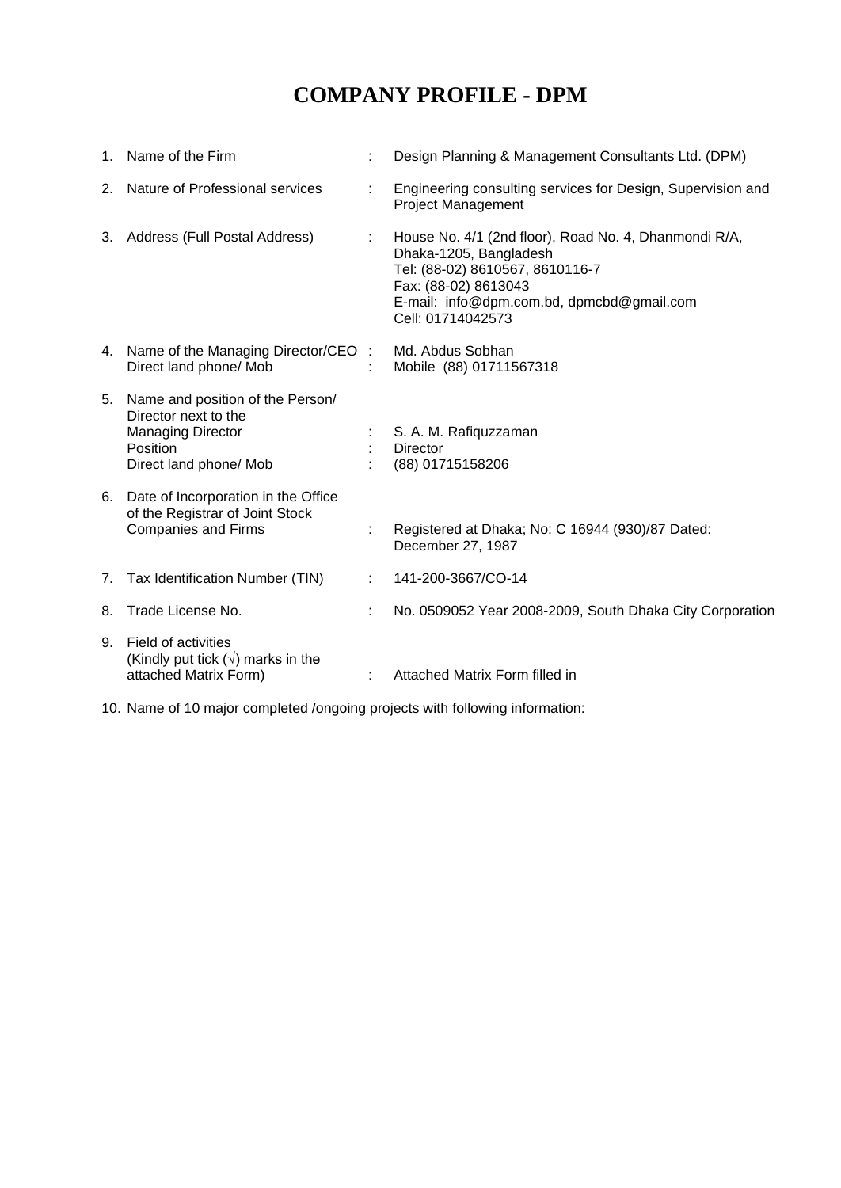# COMPANY PROFILE - DPM

| No. | Item | | Details |
|---|---|---|---|
| 1. | Name of the Firm | : | Design Planning & Management Consultants Ltd. (DPM) |
| 2. | Nature of Professional services | : | Engineering consulting services for Design, Supervision and Project Management |
| 3. | Address (Full Postal Address) | : | House No. 4/1 (2nd floor), Road No. 4, Dhanmondi R/A, Dhaka-1205, Bangladesh<br>Tel: (88-02) 8610567, 8610116-7<br>Fax: (88-02) 8613043<br>E-mail: info@dpm.com.bd, dpmcbd@gmail.com<br>Cell: 01714042573 |
| 4. | Name of the Managing Director/CEO<br>Direct land phone/ Mob | :<br>: | Md. Abdus Sobhan<br>Mobile (88) 01711567318 |
| 5. | Name and position of the Person/ Director next to the Managing Director<br>Position<br>Direct land phone/ Mob | :<br>:<br>: | S. A. M. Rafiquzzaman<br>Director<br>(88) 01715158206 |
| 6. | Date of Incorporation in the Office of the Registrar of Joint Stock Companies and Firms | : | Registered at Dhaka; No: C 16944 (930)/87 Dated: December 27, 1987 |
| 7. | Tax Identification Number (TIN) | : | 141-200-3667/CO-14 |
| 8. | Trade License No. | : | No. 0509052 Year 2008-2009, South Dhaka City Corporation |
| 9. | Field of activities (Kindly put tick (√) marks in the attached Matrix Form) | : | Attached Matrix Form filled in |

10. Name of 10 major completed /ongoing projects with following information: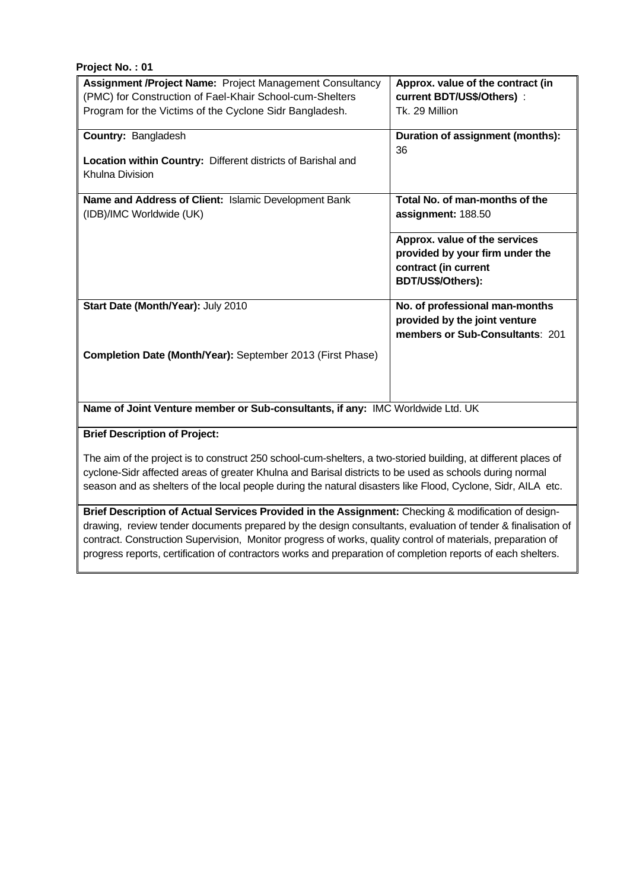**Project No. : 01**

| **Assignment /Project Name:** Project Management Consultancy (PMC) for Construction of Fael-Khair School-cum-Shelters Program for the Victims of the Cyclone Sidr Bangladesh. | **Approx. value of the contract (in current BDT/US$/Others)** : Tk. 29 Million |
|---|---|
| **Country:** Bangladesh<br><br>**Location within Country:** Different districts of Barishal and Khulna Division | **Duration of assignment (months):** 36 |
| **Name and Address of Client:** Islamic Development Bank (IDB)/IMC Worldwide (UK) | **Total No. of man-months of the assignment:** 188.50<br><br>**Approx. value of the services provided by your firm under the contract (in current BDT/US$/Others):** |
| **Start Date (Month/Year):** July 2010<br><br>**Completion Date (Month/Year):** September 2013 (First Phase) | **No. of professional man-months provided by the joint venture members or Sub-Consultants**: 201 |
| **Name of Joint Venture member or Sub-consultants, if any:** IMC Worldwide Ltd. UK | |

**Brief Description of Project:**

The aim of the project is to construct 250 school-cum-shelters, a two-storied building, at different places of cyclone-Sidr affected areas of greater Khulna and Barisal districts to be used as schools during normal season and as shelters of the local people during the natural disasters like Flood, Cyclone, Sidr, AILA etc.

**Brief Description of Actual Services Provided in the Assignment:** Checking & modification of design-drawing, review tender documents prepared by the design consultants, evaluation of tender & finalisation of contract. Construction Supervision, Monitor progress of works, quality control of materials, preparation of progress reports, certification of contractors works and preparation of completion reports of each shelters.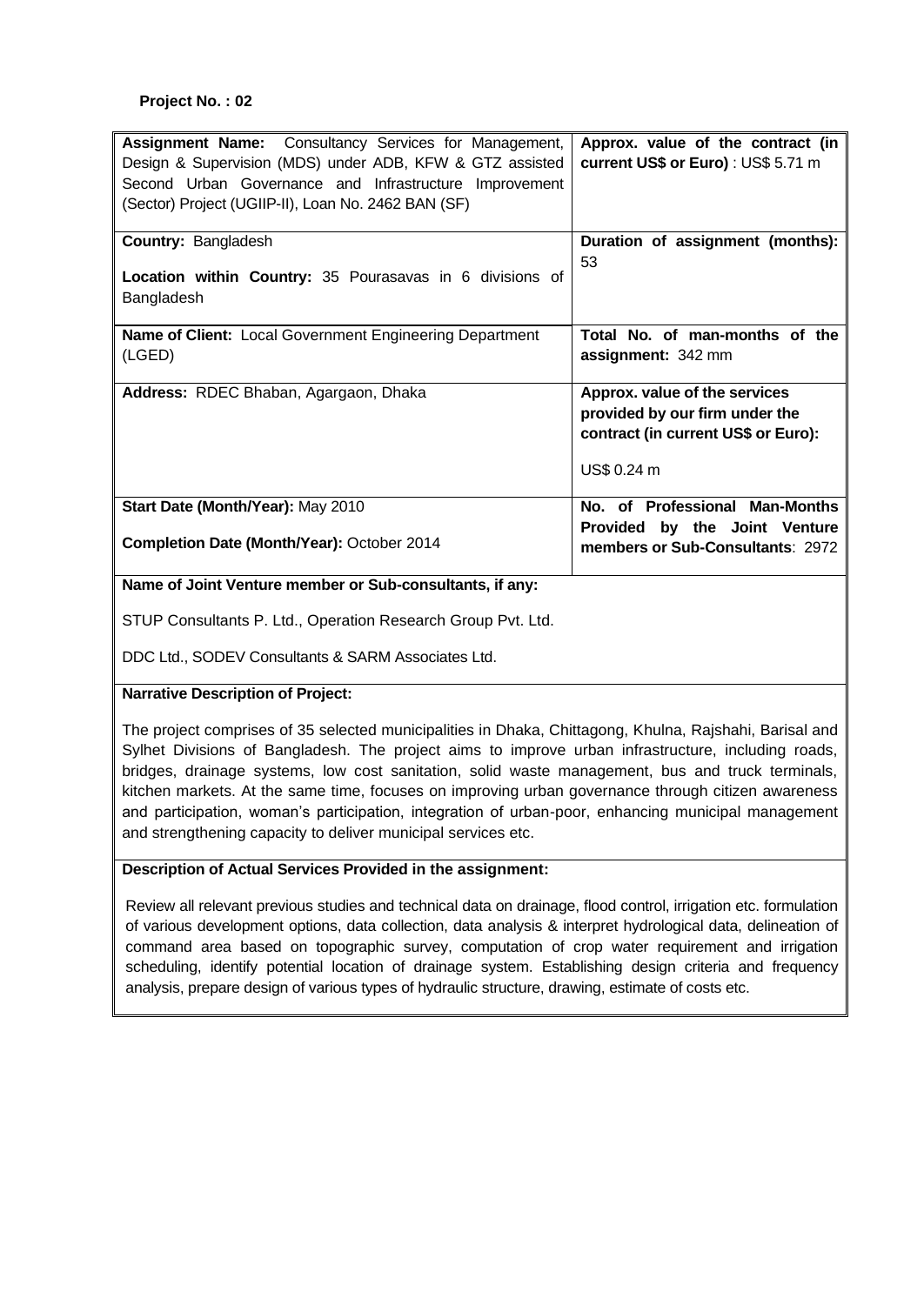**Project No. : 02**

| **Assignment Name:** Consultancy Services for Management, Design & Supervision (MDS) under ADB, KFW & GTZ assisted Second Urban Governance and Infrastructure Improvement (Sector) Project (UGIIP-II), Loan No. 2462 BAN (SF) | **Approx. value of the contract (in current US$ or Euro)** : US$ 5.71 m |
|---|---|
| **Country:** Bangladesh<br><br>**Location within Country:** 35 Pourasavas in 6 divisions of Bangladesh | **Duration of assignment (months):** 53 |
| **Name of Client:** Local Government Engineering Department (LGED) | **Total No. of man-months of the assignment:** 342 mm |
| **Address:** RDEC Bhaban, Agargaon, Dhaka | **Approx. value of the services provided by our firm under the contract (in current US$ or Euro):**<br><br>US$ 0.24 m |
| **Start Date (Month/Year):** May 2010<br><br>**Completion Date (Month/Year):** October 2014 | **No. of Professional Man-Months Provided by the Joint Venture members or Sub-Consultants**: 2972 |

**Name of Joint Venture member or Sub-consultants, if any:**

STUP Consultants P. Ltd., Operation Research Group Pvt. Ltd.

DDC Ltd., SODEV Consultants & SARM Associates Ltd.

**Narrative Description of Project:**

The project comprises of 35 selected municipalities in Dhaka, Chittagong, Khulna, Rajshahi, Barisal and Sylhet Divisions of Bangladesh. The project aims to improve urban infrastructure, including roads, bridges, drainage systems, low cost sanitation, solid waste management, bus and truck terminals, kitchen markets. At the same time, focuses on improving urban governance through citizen awareness and participation, woman's participation, integration of urban-poor, enhancing municipal management and strengthening capacity to deliver municipal services etc.

**Description of Actual Services Provided in the assignment:**

Review all relevant previous studies and technical data on drainage, flood control, irrigation etc. formulation of various development options, data collection, data analysis & interpret hydrological data, delineation of command area based on topographic survey, computation of crop water requirement and irrigation scheduling, identify potential location of drainage system. Establishing design criteria and frequency analysis, prepare design of various types of hydraulic structure, drawing, estimate of costs etc.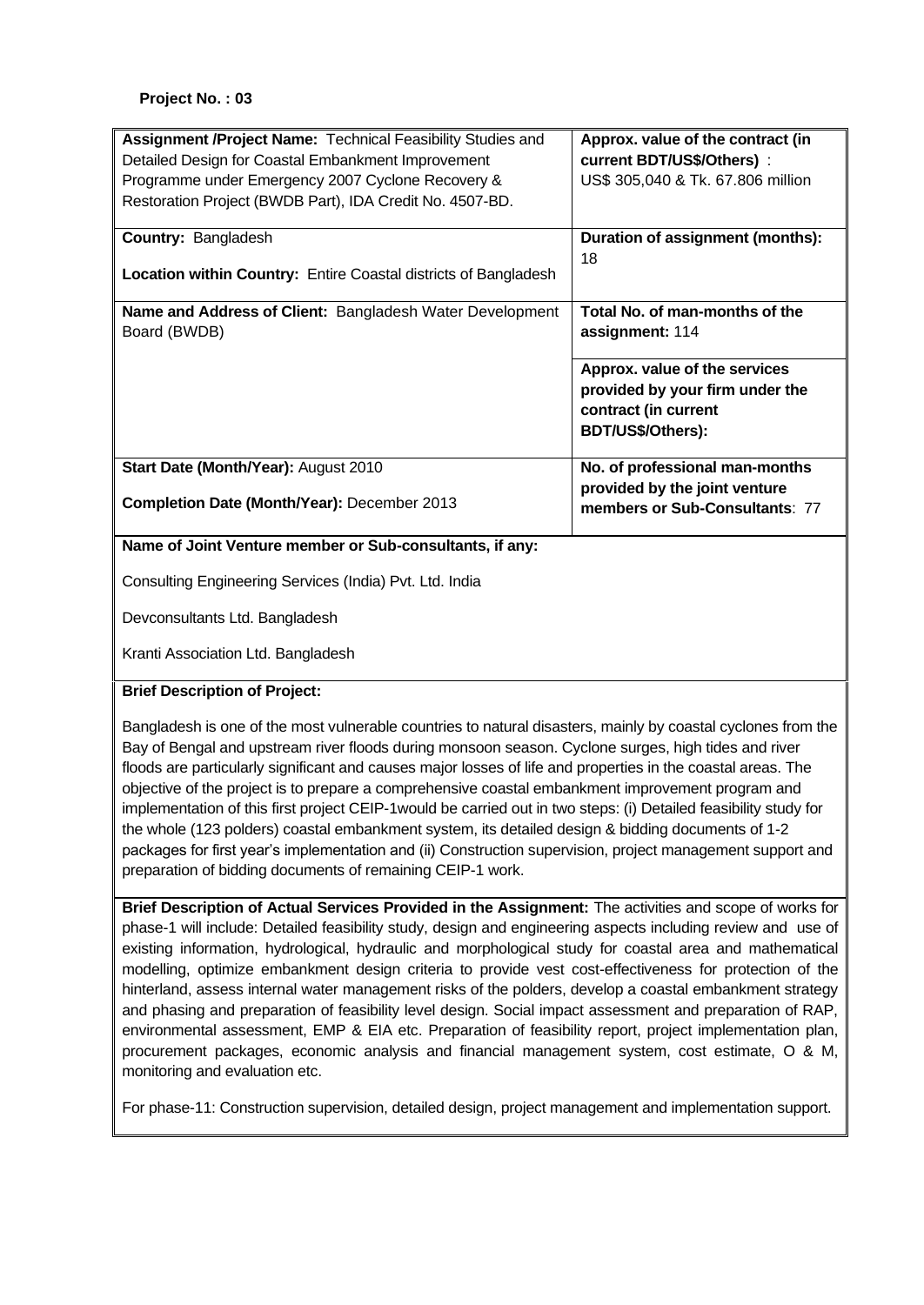**Project No. : 03**

| | |
|---|---|
| **Assignment /Project Name:** Technical Feasibility Studies and Detailed Design for Coastal Embankment Improvement Programme under Emergency 2007 Cyclone Recovery & Restoration Project (BWDB Part), IDA Credit No. 4507-BD. | **Approx. value of the contract (in current BDT/US$/Others)** : US$ 305,040 & Tk. 67.806 million |
| **Country:** Bangladesh<br><br>**Location within Country:** Entire Coastal districts of Bangladesh | **Duration of assignment (months):** 18 |
| **Name and Address of Client:** Bangladesh Water Development Board (BWDB) | **Total No. of man-months of the assignment:** 114 |
| | **Approx. value of the services provided by your firm under the contract (in current BDT/US$/Others):** |
| **Start Date (Month/Year):** August 2010<br><br>**Completion Date (Month/Year):** December 2013 | **No. of professional man-months provided by the joint venture members or Sub-Consultants**: 77 |

**Name of Joint Venture member or Sub-consultants, if any:**

Consulting Engineering Services (India) Pvt. Ltd. India

Devconsultants Ltd. Bangladesh

Kranti Association Ltd. Bangladesh

**Brief Description of Project:**

Bangladesh is one of the most vulnerable countries to natural disasters, mainly by coastal cyclones from the Bay of Bengal and upstream river floods during monsoon season. Cyclone surges, high tides and river floods are particularly significant and causes major losses of life and properties in the coastal areas. The objective of the project is to prepare a comprehensive coastal embankment improvement program and implementation of this first project CEIP-1would be carried out in two steps: (i) Detailed feasibility study for the whole (123 polders) coastal embankment system, its detailed design & bidding documents of 1-2 packages for first year's implementation and (ii) Construction supervision, project management support and preparation of bidding documents of remaining CEIP-1 work.

**Brief Description of Actual Services Provided in the Assignment:** The activities and scope of works for phase-1 will include: Detailed feasibility study, design and engineering aspects including review and use of existing information, hydrological, hydraulic and morphological study for coastal area and mathematical modelling, optimize embankment design criteria to provide vest cost-effectiveness for protection of the hinterland, assess internal water management risks of the polders, develop a coastal embankment strategy and phasing and preparation of feasibility level design. Social impact assessment and preparation of RAP, environmental assessment, EMP & EIA etc. Preparation of feasibility report, project implementation plan, procurement packages, economic analysis and financial management system, cost estimate, O & M, monitoring and evaluation etc.

For phase-11: Construction supervision, detailed design, project management and implementation support.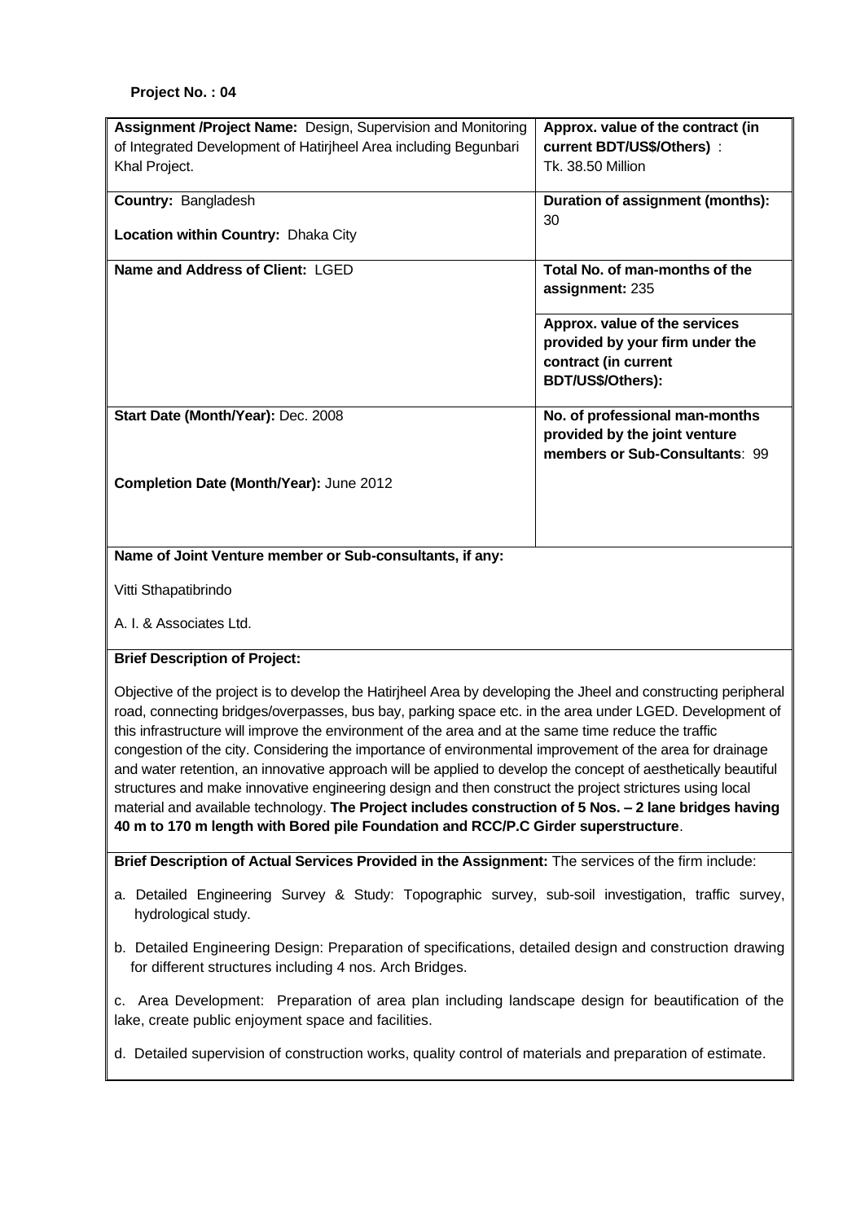**Project No. : 04**

| **Assignment /Project Name:** Design, Supervision and Monitoring of Integrated Development of Hatirjheel Area including Begunbari Khal Project. | **Approx. value of the contract (in current BDT/US$/Others)** : Tk. 38.50 Million |
|---|---|
| **Country:** Bangladesh<br><br>**Location within Country:** Dhaka City | **Duration of assignment (months):** 30 |
| **Name and Address of Client:** LGED | **Total No. of man-months of the assignment:** 235<br><br>**Approx. value of the services provided by your firm under the contract (in current BDT/US$/Others):** |
| **Start Date (Month/Year):** Dec. 2008<br><br>**Completion Date (Month/Year):** June 2012 | **No. of professional man-months provided by the joint venture members or Sub-Consultants**: 99 |

**Name of Joint Venture member or Sub-consultants, if any:**

Vitti Sthapatibrindo

A. I. & Associates Ltd.

**Brief Description of Project:**

Objective of the project is to develop the Hatirjheel Area by developing the Jheel and constructing peripheral road, connecting bridges/overpasses, bus bay, parking space etc. in the area under LGED. Development of this infrastructure will improve the environment of the area and at the same time reduce the traffic congestion of the city. Considering the importance of environmental improvement of the area for drainage and water retention, an innovative approach will be applied to develop the concept of aesthetically beautiful structures and make innovative engineering design and then construct the project strictures using local material and available technology. **The Project includes construction of 5 Nos. – 2 lane bridges having 40 m to 170 m length with Bored pile Foundation and RCC/P.C Girder superstructure**.

**Brief Description of Actual Services Provided in the Assignment:** The services of the firm include:

a. Detailed Engineering Survey & Study: Topographic survey, sub-soil investigation, traffic survey, hydrological study.

b. Detailed Engineering Design: Preparation of specifications, detailed design and construction drawing for different structures including 4 nos. Arch Bridges.

c. Area Development: Preparation of area plan including landscape design for beautification of the lake, create public enjoyment space and facilities.

d. Detailed supervision of construction works, quality control of materials and preparation of estimate.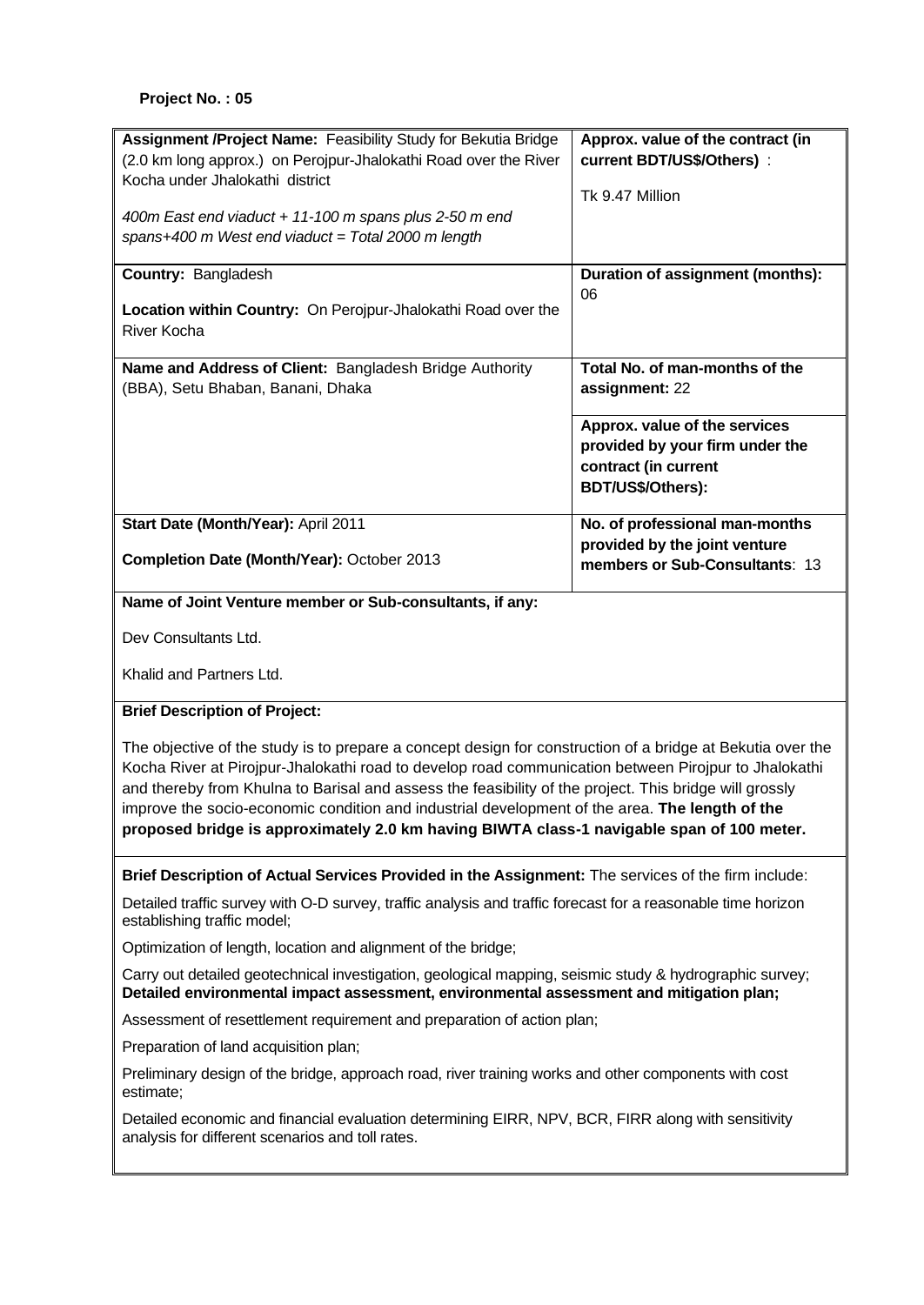**Project No. : 05**

| **Assignment /Project Name:** Feasibility Study for Bekutia Bridge (2.0 km long approx.) on Perojpur-Jhalokathi Road over the River Kocha under Jhalokathi district<br><br>*400m East end viaduct + 11-100 m spans plus 2-50 m end spans+400 m West end viaduct = Total 2000 m length* | **Approx. value of the contract (in current BDT/US$/Others)** :<br><br>Tk 9.47 Million |
|---|---|
| **Country:** Bangladesh<br><br>**Location within Country:** On Perojpur-Jhalokathi Road over the River Kocha | **Duration of assignment (months):** 06 |
| **Name and Address of Client:** Bangladesh Bridge Authority (BBA), Setu Bhaban, Banani, Dhaka | **Total No. of man-months of the assignment:** 22<br><br>**Approx. value of the services provided by your firm under the contract (in current BDT/US$/Others):** |
| **Start Date (Month/Year):** April 2011<br><br>**Completion Date (Month/Year):** October 2013 | **No. of professional man-months provided by the joint venture members or Sub-Consultants**: 13 |

**Name of Joint Venture member or Sub-consultants, if any:**

Dev Consultants Ltd.

Khalid and Partners Ltd.

**Brief Description of Project:**

The objective of the study is to prepare a concept design for construction of a bridge at Bekutia over the Kocha River at Pirojpur-Jhalokathi road to develop road communication between Pirojpur to Jhalokathi and thereby from Khulna to Barisal and assess the feasibility of the project. This bridge will grossly improve the socio-economic condition and industrial development of the area. **The length of the proposed bridge is approximately 2.0 km having BIWTA class-1 navigable span of 100 meter.**

**Brief Description of Actual Services Provided in the Assignment:** The services of the firm include:

Detailed traffic survey with O-D survey, traffic analysis and traffic forecast for a reasonable time horizon establishing traffic model;

Optimization of length, location and alignment of the bridge;

Carry out detailed geotechnical investigation, geological mapping, seismic study & hydrographic survey; **Detailed environmental impact assessment, environmental assessment and mitigation plan;**

Assessment of resettlement requirement and preparation of action plan;

Preparation of land acquisition plan;

Preliminary design of the bridge, approach road, river training works and other components with cost estimate;

Detailed economic and financial evaluation determining EIRR, NPV, BCR, FIRR along with sensitivity analysis for different scenarios and toll rates.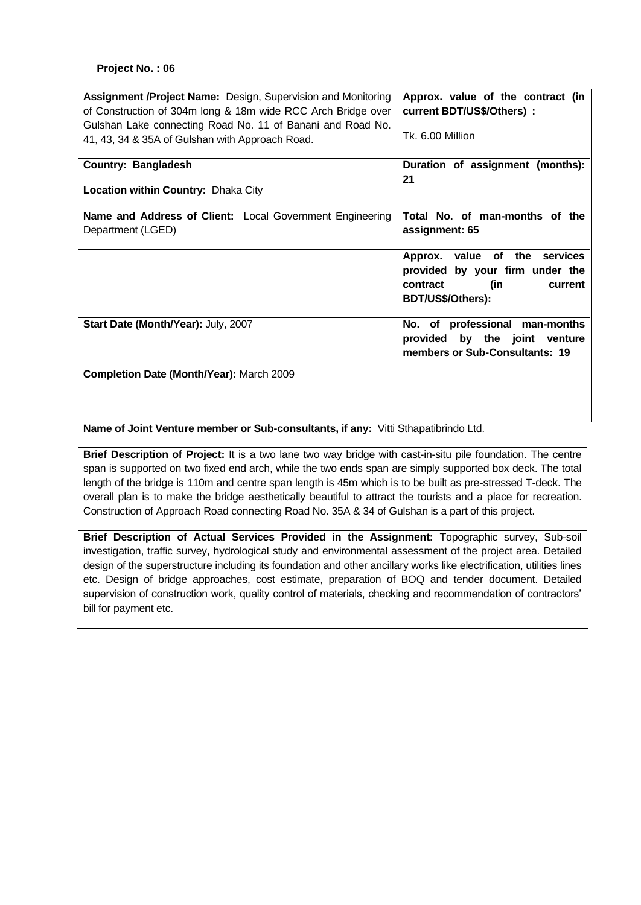**Project No. : 06**

| **Assignment /Project Name:** Design, Supervision and Monitoring of Construction of 304m long & 18m wide RCC Arch Bridge over Gulshan Lake connecting Road No. 11 of Banani and Road No. 41, 43, 34 & 35A of Gulshan with Approach Road. | **Approx. value of the contract (in current BDT/US$/Others) :** Tk. 6.00 Million |
|---|---|
| **Country: Bangladesh** **Location within Country:** Dhaka City | **Duration of assignment (months): 21** |
| **Name and Address of Client:** Local Government Engineering Department (LGED) | **Total No. of man-months of the assignment: 65** |
| | **Approx. value of the services provided by your firm under the contract (in current BDT/US$/Others):** |
| **Start Date (Month/Year):** July, 2007 **Completion Date (Month/Year):** March 2009 | **No. of professional man-months provided by the joint venture members or Sub-Consultants: 19** |

**Name of Joint Venture member or Sub-consultants, if any:** Vitti Sthapatibrindo Ltd.

**Brief Description of Project:** It is a two lane two way bridge with cast-in-situ pile foundation. The centre span is supported on two fixed end arch, while the two ends span are simply supported box deck. The total length of the bridge is 110m and centre span length is 45m which is to be built as pre-stressed T-deck. The overall plan is to make the bridge aesthetically beautiful to attract the tourists and a place for recreation. Construction of Approach Road connecting Road No. 35A & 34 of Gulshan is a part of this project.

**Brief Description of Actual Services Provided in the Assignment:** Topographic survey, Sub-soil investigation, traffic survey, hydrological study and environmental assessment of the project area. Detailed design of the superstructure including its foundation and other ancillary works like electrification, utilities lines etc. Design of bridge approaches, cost estimate, preparation of BOQ and tender document. Detailed supervision of construction work, quality control of materials, checking and recommendation of contractors' bill for payment etc.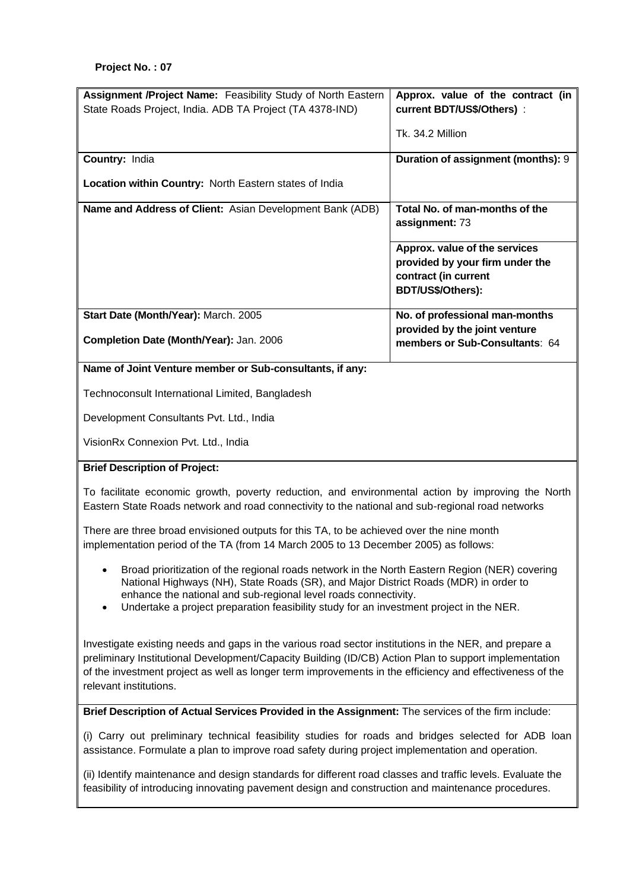**Project No. : 07**

| **Assignment /Project Name:** Feasibility Study of North Eastern State Roads Project, India. ADB TA Project (TA 4378-IND) | **Approx. value of the contract (in current BDT/US$/Others)** : Tk. 34.2 Million |
|---|---|
| **Country:** India<br>**Location within Country:** North Eastern states of India | **Duration of assignment (months):** 9 |
| **Name and Address of Client:** Asian Development Bank (ADB) | **Total No. of man-months of the assignment:** 73<br>**Approx. value of the services provided by your firm under the contract (in current BDT/US$/Others):** |
| **Start Date (Month/Year):** March. 2005<br>**Completion Date (Month/Year):** Jan. 2006 | **No. of professional man-months provided by the joint venture members or Sub-Consultants**: 64 |
| **Name of Joint Venture member or Sub-consultants, if any:**<br>Technoconsult International Limited, Bangladesh<br>Development Consultants Pvt. Ltd., India<br>VisionRx Connexion Pvt. Ltd., India | |

**Brief Description of Project:**

To facilitate economic growth, poverty reduction, and environmental action by improving the North Eastern State Roads network and road connectivity to the national and sub-regional road networks

There are three broad envisioned outputs for this TA, to be achieved over the nine month implementation period of the TA (from 14 March 2005 to 13 December 2005) as follows:

- Broad prioritization of the regional roads network in the North Eastern Region (NER) covering National Highways (NH), State Roads (SR), and Major District Roads (MDR) in order to enhance the national and sub-regional level roads connectivity.
- Undertake a project preparation feasibility study for an investment project in the NER.

Investigate existing needs and gaps in the various road sector institutions in the NER, and prepare a preliminary Institutional Development/Capacity Building (ID/CB) Action Plan to support implementation of the investment project as well as longer term improvements in the efficiency and effectiveness of the relevant institutions.

**Brief Description of Actual Services Provided in the Assignment:** The services of the firm include:

(i) Carry out preliminary technical feasibility studies for roads and bridges selected for ADB loan assistance. Formulate a plan to improve road safety during project implementation and operation.

(ii) Identify maintenance and design standards for different road classes and traffic levels. Evaluate the feasibility of introducing innovating pavement design and construction and maintenance procedures.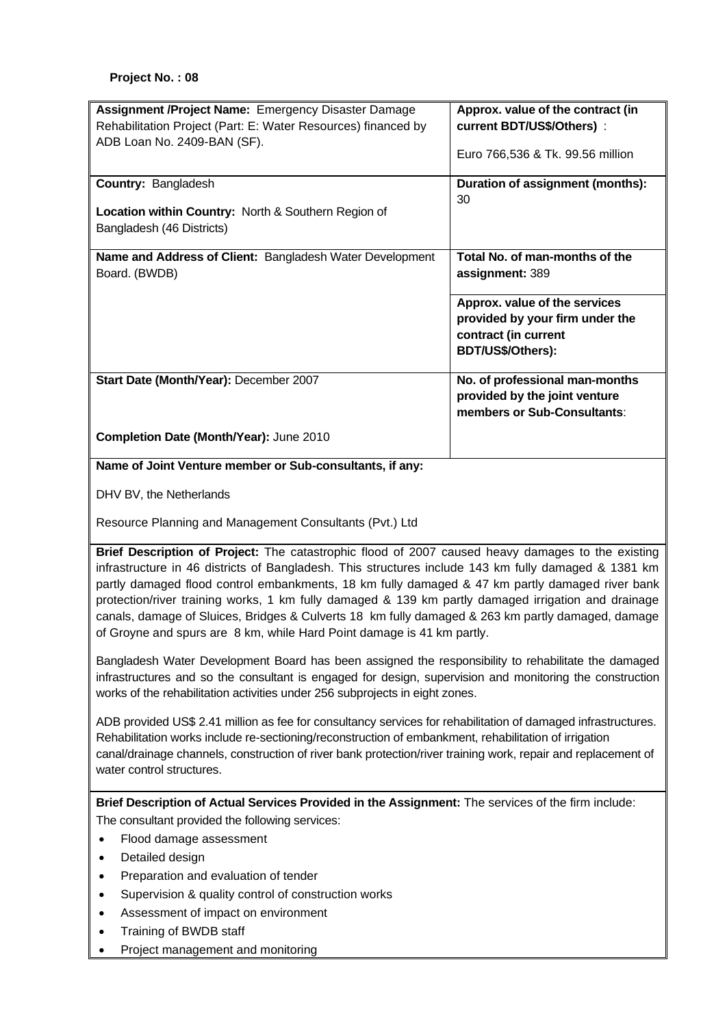**Project No. : 08**

| **Assignment /Project Name:** Emergency Disaster Damage Rehabilitation Project (Part: E: Water Resources) financed by ADB Loan No. 2409-BAN (SF). | **Approx. value of the contract (in current BDT/US$/Others)** : Euro 766,536 & Tk. 99.56 million |
|---|---|
| **Country:** Bangladesh<br>**Location within Country:** North & Southern Region of Bangladesh (46 Districts) | **Duration of assignment (months):** 30 |
| **Name and Address of Client:** Bangladesh Water Development Board. (BWDB) | **Total No. of man-months of the assignment:** 389 |
| | **Approx. value of the services provided by your firm under the contract (in current BDT/US$/Others):** |
| **Start Date (Month/Year):** December 2007<br>**Completion Date (Month/Year):** June 2010 | **No. of professional man-months provided by the joint venture members or Sub-Consultants**: |

**Name of Joint Venture member or Sub-consultants, if any:**

DHV BV, the Netherlands

Resource Planning and Management Consultants (Pvt.) Ltd

**Brief Description of Project:** The catastrophic flood of 2007 caused heavy damages to the existing infrastructure in 46 districts of Bangladesh. This structures include 143 km fully damaged & 1381 km partly damaged flood control embankments, 18 km fully damaged & 47 km partly damaged river bank protection/river training works, 1 km fully damaged & 139 km partly damaged irrigation and drainage canals, damage of Sluices, Bridges & Culverts 18 km fully damaged & 263 km partly damaged, damage of Groyne and spurs are 8 km, while Hard Point damage is 41 km partly.

Bangladesh Water Development Board has been assigned the responsibility to rehabilitate the damaged infrastructures and so the consultant is engaged for design, supervision and monitoring the construction works of the rehabilitation activities under 256 subprojects in eight zones.

ADB provided US$ 2.41 million as fee for consultancy services for rehabilitation of damaged infrastructures. Rehabilitation works include re-sectioning/reconstruction of embankment, rehabilitation of irrigation canal/drainage channels, construction of river bank protection/river training work, repair and replacement of water control structures.

**Brief Description of Actual Services Provided in the Assignment:** The services of the firm include:
The consultant provided the following services:

- Flood damage assessment
- Detailed design
- Preparation and evaluation of tender
- Supervision & quality control of construction works
- Assessment of impact on environment
- Training of BWDB staff
- Project management and monitoring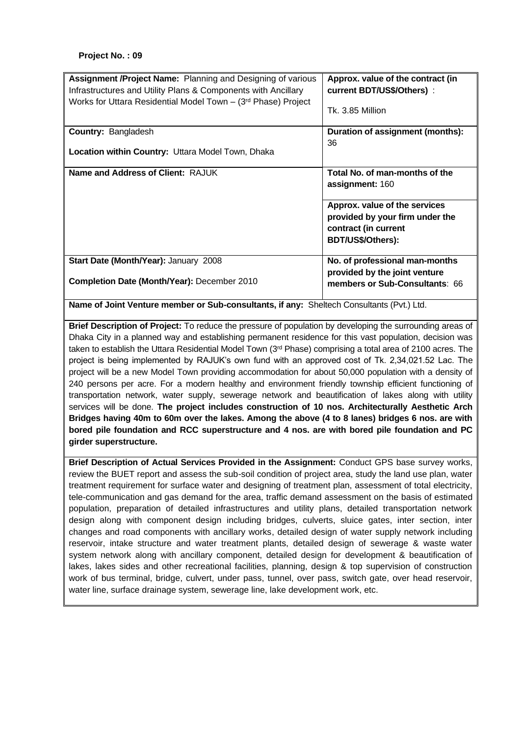**Project No. : 09**

| **Assignment /Project Name:** Planning and Designing of various Infrastructures and Utility Plans & Components with Ancillary Works for Uttara Residential Model Town – (3rd Phase) Project | **Approx. value of the contract (in current BDT/US$/Others)** :<br><br>Tk. 3.85 Million |
|---|---|
| **Country:** Bangladesh<br><br>**Location within Country:** Uttara Model Town, Dhaka | **Duration of assignment (months):** 36 |
| **Name and Address of Client:** RAJUK | **Total No. of man-months of the assignment:** 160 |
| | **Approx. value of the services provided by your firm under the contract (in current BDT/US$/Others):** |
| **Start Date (Month/Year):** January 2008<br><br>**Completion Date (Month/Year):** December 2010 | **No. of professional man-months provided by the joint venture members or Sub-Consultants**: 66 |
| **Name of Joint Venture member or Sub-consultants, if any:** Sheltech Consultants (Pvt.) Ltd. | |

**Brief Description of Project:** To reduce the pressure of population by developing the surrounding areas of Dhaka City in a planned way and establishing permanent residence for this vast population, decision was taken to establish the Uttara Residential Model Town (3rd Phase) comprising a total area of 2100 acres. The project is being implemented by RAJUK's own fund with an approved cost of Tk. 2,34,021.52 Lac. The project will be a new Model Town providing accommodation for about 50,000 population with a density of 240 persons per acre. For a modern healthy and environment friendly township efficient functioning of transportation network, water supply, sewerage network and beautification of lakes along with utility services will be done. **The project includes construction of 10 nos. Architecturally Aesthetic Arch Bridges having 40m to 60m over the lakes. Among the above (4 to 8 lanes) bridges 6 nos. are with bored pile foundation and RCC superstructure and 4 nos. are with bored pile foundation and PC girder superstructure.**

**Brief Description of Actual Services Provided in the Assignment:** Conduct GPS base survey works, review the BUET report and assess the sub-soil condition of project area, study the land use plan, water treatment requirement for surface water and designing of treatment plan, assessment of total electricity, tele-communication and gas demand for the area, traffic demand assessment on the basis of estimated population, preparation of detailed infrastructures and utility plans, detailed transportation network design along with component design including bridges, culverts, sluice gates, inter section, inter changes and road components with ancillary works, detailed design of water supply network including reservoir, intake structure and water treatment plants, detailed design of sewerage & waste water system network along with ancillary component, detailed design for development & beautification of lakes, lakes sides and other recreational facilities, planning, design & top supervision of construction work of bus terminal, bridge, culvert, under pass, tunnel, over pass, switch gate, over head reservoir, water line, surface drainage system, sewerage line, lake development work, etc.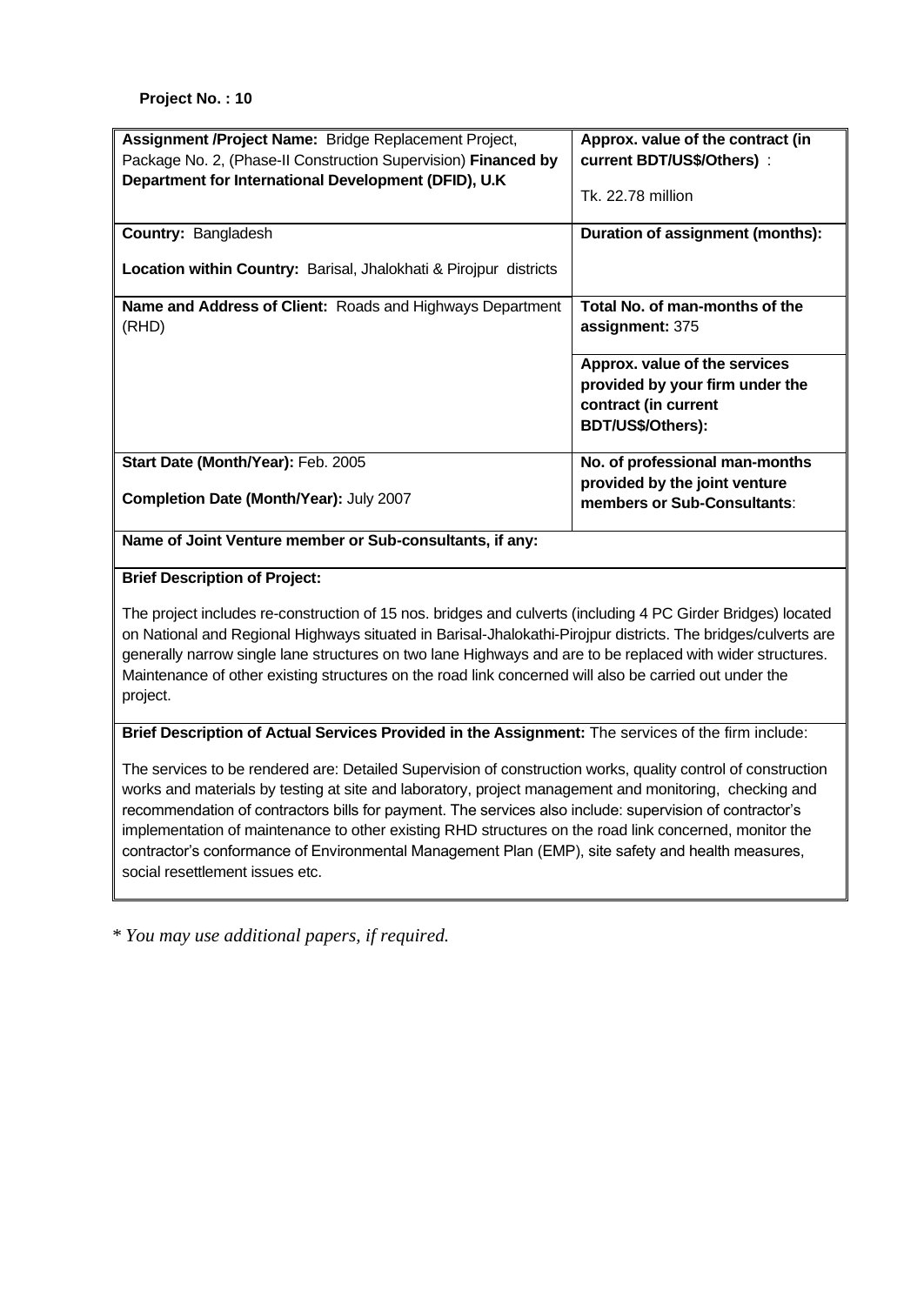**Project No. : 10**

| **Assignment /Project Name:** Bridge Replacement Project, Package No. 2, (Phase-II Construction Supervision) **Financed by Department for International Development (DFID), U.K** | **Approx. value of the contract (in current BDT/US$/Others)** : Tk. 22.78 million |
|---|---|
| **Country:** Bangladesh<br><br>**Location within Country:** Barisal, Jhalokhati & Pirojpur districts | **Duration of assignment (months):** |
| **Name and Address of Client:** Roads and Highways Department (RHD) | **Total No. of man-months of the assignment:** 375 |
| | **Approx. value of the services provided by your firm under the contract (in current BDT/US$/Others):** |
| **Start Date (Month/Year):** Feb. 2005<br><br>**Completion Date (Month/Year):** July 2007 | **No. of professional man-months provided by the joint venture members or Sub-Consultants**: |
| **Name of Joint Venture member or Sub-consultants, if any:** | |

**Brief Description of Project:**

The project includes re-construction of 15 nos. bridges and culverts (including 4 PC Girder Bridges) located on National and Regional Highways situated in Barisal-Jhalokathi-Pirojpur districts. The bridges/culverts are generally narrow single lane structures on two lane Highways and are to be replaced with wider structures. Maintenance of other existing structures on the road link concerned will also be carried out under the project.

**Brief Description of Actual Services Provided in the Assignment:** The services of the firm include:

The services to be rendered are: Detailed Supervision of construction works, quality control of construction works and materials by testing at site and laboratory, project management and monitoring, checking and recommendation of contractors bills for payment. The services also include: supervision of contractor's implementation of maintenance to other existing RHD structures on the road link concerned, monitor the contractor's conformance of Environmental Management Plan (EMP), site safety and health measures, social resettlement issues etc.

*\* You may use additional papers, if required.*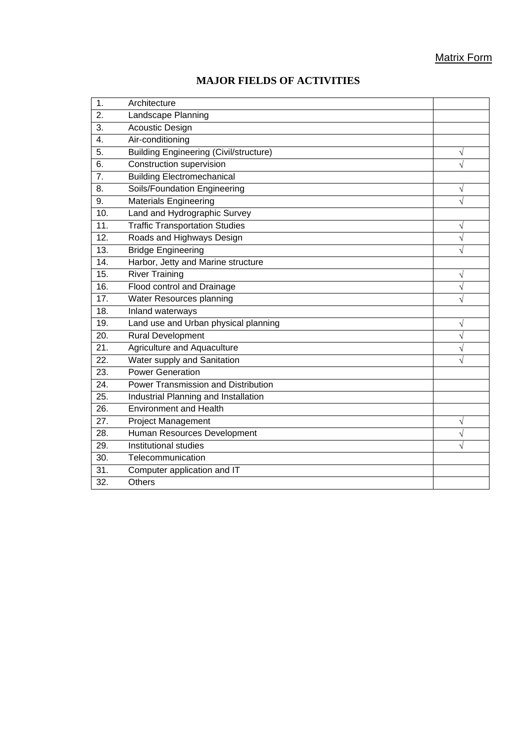Matrix Form

# MAJOR FIELDS OF ACTIVITIES

| | | |
|---|---|---|
| 1. | Architecture | |
| 2. | Landscape Planning | |
| 3. | Acoustic Design | |
| 4. | Air-conditioning | |
| 5. | Building Engineering (Civil/structure) | √ |
| 6. | Construction supervision | √ |
| 7. | Building Electromechanical | |
| 8. | Soils/Foundation Engineering | √ |
| 9. | Materials Engineering | √ |
| 10. | Land and Hydrographic Survey | |
| 11. | Traffic Transportation Studies | √ |
| 12. | Roads and Highways Design | √ |
| 13. | Bridge Engineering | √ |
| 14. | Harbor, Jetty and Marine structure | |
| 15. | River Training | √ |
| 16. | Flood control and Drainage | √ |
| 17. | Water Resources planning | √ |
| 18. | Inland waterways | |
| 19. | Land use and Urban physical planning | √ |
| 20. | Rural Development | √ |
| 21. | Agriculture and Aquaculture | √ |
| 22. | Water supply and Sanitation | √ |
| 23. | Power Generation | |
| 24. | Power Transmission and Distribution | |
| 25. | Industrial Planning and Installation | |
| 26. | Environment and Health | |
| 27. | Project Management | √ |
| 28. | Human Resources Development | √ |
| 29. | Institutional studies | √ |
| 30. | Telecommunication | |
| 31. | Computer application and IT | |
| 32. | Others | |